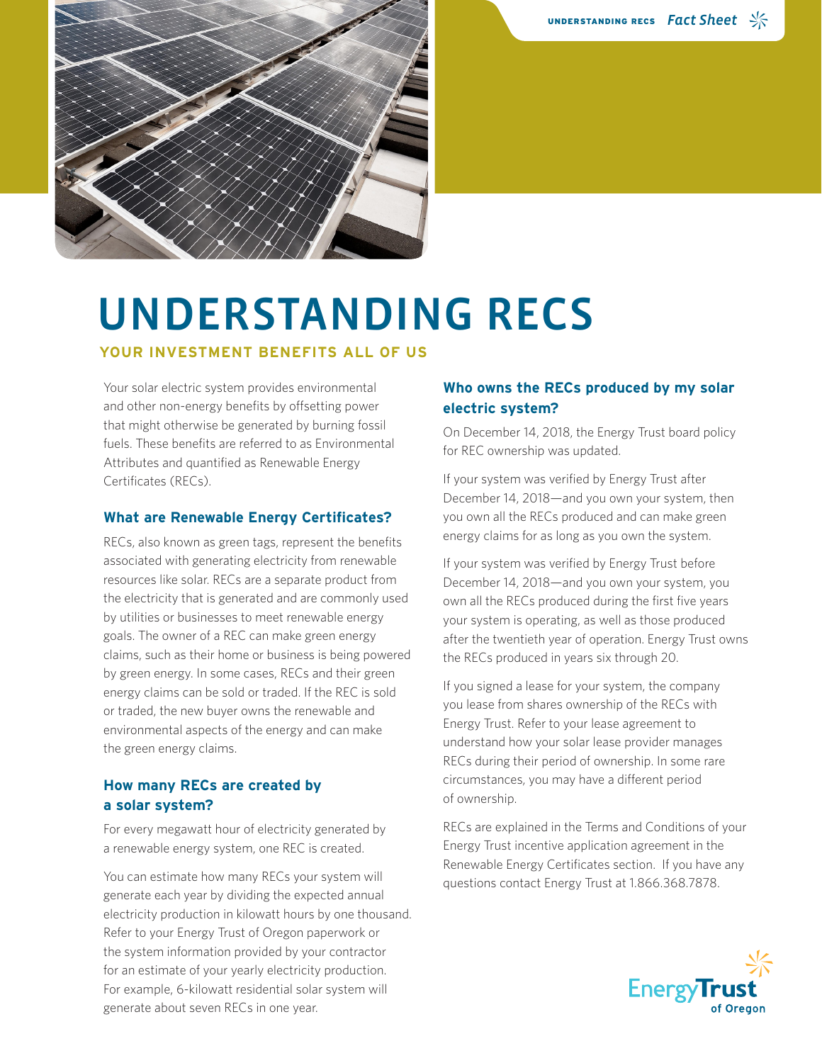# UNDERSTANDING RECS

## YOUR INVESTMENT BENEFITS ALL OF US

Your solar electric system provides environmental and other non-energy benefits by offsetting power that might otherwise be generated by burning fossil fuels. These benefits are referred to as Environmental Attributes and quantified as Renewable Energy Certificates (RECs).

### What are Renewable Energy Certificates?

RECs, also known as green tags, represent the benefits associated with generating electricity from renewable resources like solar. RECs are a separate product from the electricity that is generated and are commonly used by utilities or businesses to meet renewable energy goals. The owner of a REC can make green energy claims, such as their home or business is being powered by green energy. In some cases, RECs and their green energy claims can be sold or traded. If the REC is sold or traded, the new buyer owns the renewable and environmental aspects of the energy and can make the green energy claims.

### How many RECs are created by a solar system?

For every megawatt hour of electricity generated by a renewable energy system, one REC is created.

You can estimate how many RECs your system will generate each year by dividing the expected annual electricity production in kilowatt hours by one thousand. Refer to your Energy Trust of Oregon paperwork or the system information provided by your contractor for an estimate of your yearly electricity production. For example, 6-kilowatt residential solar system will generate about seven RECs in one year.

### Who owns the RECs produced by my solar electric system?

On December 14, 2018, the Energy Trust board policy for REC ownership was updated.

If your system was verified by Energy Trust after December 14, 2018—and you own your system, then you own all the RECs produced and can make green energy claims for as long as you own the system.

If your system was verified by Energy Trust before December 14, 2018—and you own your system, you own all the RECs produced during the first five years your system is operating, as well as those produced after the twentieth year of operation. Energy Trust owns the RECs produced in years six through 20.

If you signed a lease for your system, the company you lease from shares ownership of the RECs with Energy Trust. Refer to your lease agreement to understand how your solar lease provider manages RECs during their period of ownership. In some rare circumstances, you may have a different period of ownership.

RECs are explained in the Terms and Conditions of your Energy Trust incentive application agreement in the Renewable Energy Certificates section. If you have any questions contact Energy Trust at 1.866.368.7878.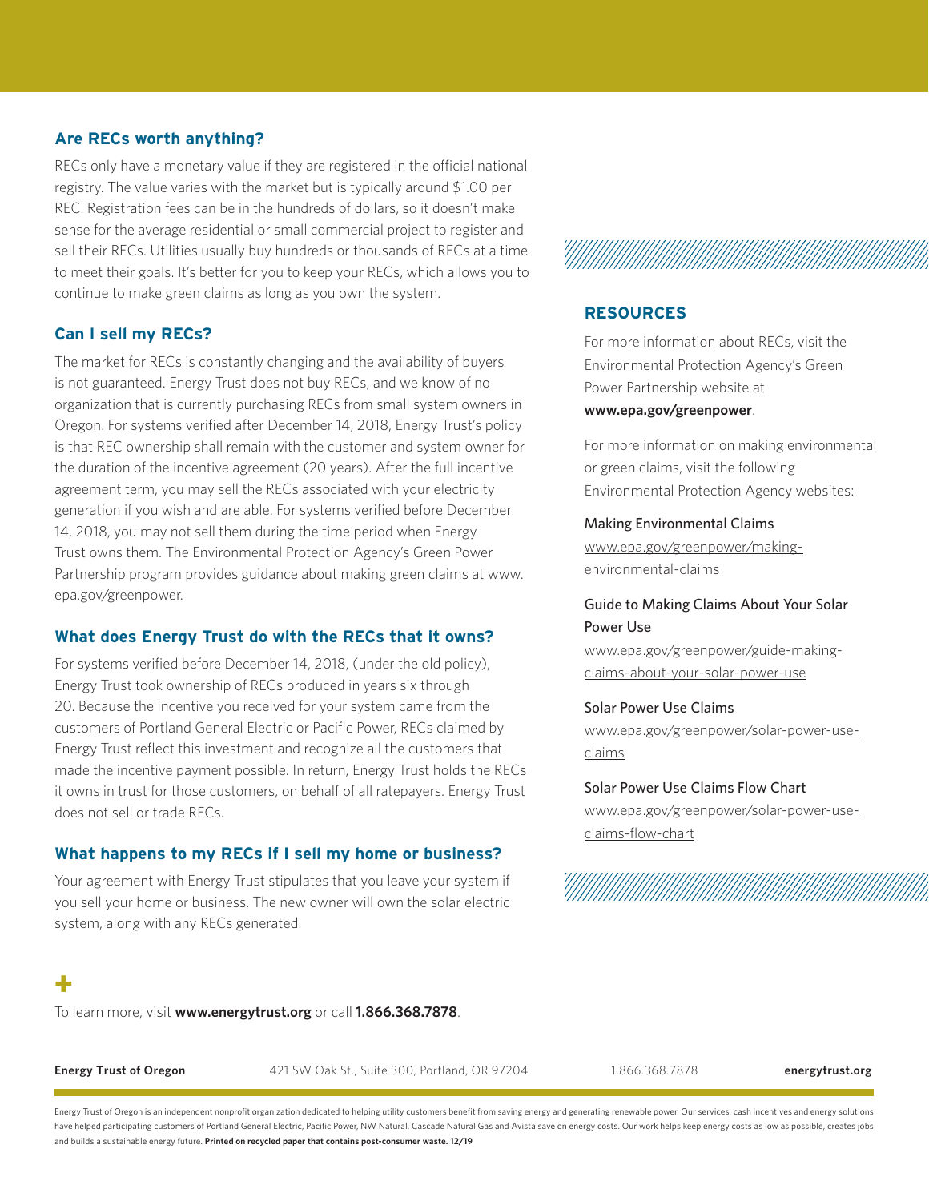### Are RECs worth anything?

RECs only have a monetary value if they are registered in the official national registry. The value varies with the market but is typically around $1.00 per REC. Registration fees can be in the hundreds of dollars, so it doesn't make sense for the average residential or small commercial project to register and sell their RECs. Utilities usually buy hundreds or thousands of RECs at a time to meet their goals. It's better for you to keep your RECs, which allows you to continue to make green claims as long as you own the system.

### Can I sell my RECs?

The market for RECs is constantly changing and the availability of buyers is not guaranteed. Energy Trust does not buy RECs, and we know of no organization that is currently purchasing RECs from small system owners in Oregon. For systems verified after December 14, 2018, Energy Trust's policy is that REC ownership shall remain with the customer and system owner for the duration of the incentive agreement (20 years). After the full incentive agreement term, you may sell the RECs associated with your electricity generation if you wish and are able. For systems verified before December 14, 2018, you may not sell them during the time period when Energy Trust owns them. The Environmental Protection Agency's Green Power Partnership program provides guidance about making green claims at www.epa.gov/greenpower.

### What does Energy Trust do with the RECs that it owns?

For systems verified before December 14, 2018, (under the old policy), Energy Trust took ownership of RECs produced in years six through 20. Because the incentive you received for your system came from the customers of Portland General Electric or Pacific Power, RECs claimed by Energy Trust reflect this investment and recognize all the customers that made the incentive payment possible. In return, Energy Trust holds the RECs it owns in trust for those customers, on behalf of all ratepayers. Energy Trust does not sell or trade RECs.

### What happens to my RECs if I sell my home or business?

Your agreement with Energy Trust stipulates that you leave your system if you sell your home or business. The new owner will own the solar electric system, along with any RECs generated.

## RESOURCES

For more information about RECs, visit the Environmental Protection Agency's Green Power Partnership website at **www.epa.gov/greenpower**.

For more information on making environmental or green claims, visit the following Environmental Protection Agency websites:

Making Environmental Claims
www.epa.gov/greenpower/making-environmental-claims

Guide to Making Claims About Your Solar Power Use
www.epa.gov/greenpower/guide-making-claims-about-your-solar-power-use

Solar Power Use Claims
www.epa.gov/greenpower/solar-power-use-claims

Solar Power Use Claims Flow Chart
www.epa.gov/greenpower/solar-power-use-claims-flow-chart

To learn more, visit **www.energytrust.org** or call **1.866.368.7878**.

**Energy Trust of Oregon** 421 SW Oak St., Suite 300, Portland, OR 97204 1.866.368.7878 **energytrust.org**

Energy Trust of Oregon is an independent nonprofit organization dedicated to helping utility customers benefit from saving energy and generating renewable power. Our services, cash incentives and energy solutions have helped participating customers of Portland General Electric, Pacific Power, NW Natural, Cascade Natural Gas and Avista save on energy costs. Our work helps keep energy costs as low as possible, creates jobs and builds a sustainable energy future. **Printed on recycled paper that contains post-consumer waste. 12/19**